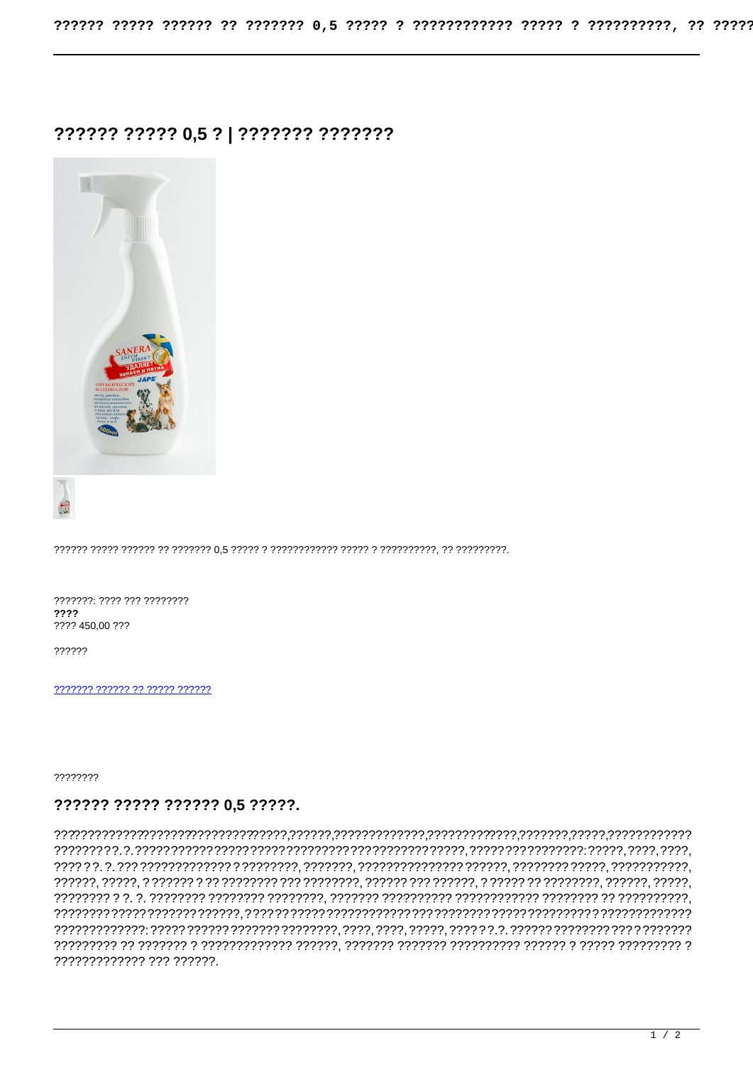# ?????? ????? 0,5 ? | ??????? ???????

?????? ????? ?????? ?? ??????? 0,5 ????? ? ???????????? ????? ? ??????????, ?? ?????????.

???????: ???? ??? ????????
**????**
???? 450,00 ???

??????

[??????? ?????? ?? ????? ??????]()

????????

## ?????? ????? ?????? 0,5 ?????.

?????????????????????????????????????,??????,?????????????,?????????????,???????,?????,???????????? ?????????.?.????????????????????????????????????????????????,????????????????:?????,????,????, ????.?.?.???????????????????????????, ???????, ??????????????? ??????, ???????? ?????, ???????????, ??????, ?????, ? ?????? ? ?? ???????? ??? ????????, ?????? ??? ??????, ? ????? ?? ????????, ??????, ?????, ???????? ? ?. ?. ???????? ???????? ????????, ??????? ?????????? ???????????? ???????? ?? ??????????, ???????? ????? ??????? ??????, ????? ?? ????? ?????????? ??? ???????? ????? ????????? ? ????????????? ?????????????: ????? ?????? ??????? ????????, ????, ????, ?????, ?????.?.?. ?????? ???????? ??? ? ??????? ????????? ?? ??????? ? ????????????? ??????, ??????? ??????? ?????????? ?????? ? ????? ????????? ? ????????????? ??? ??????.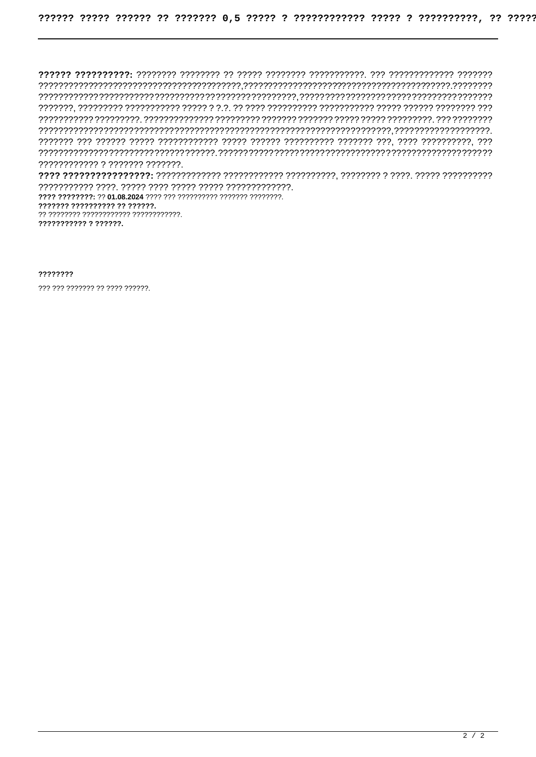**?????? ??????????:** ???????? ???????? ?? ????? ???????? ???????????. ??? ????????????? ??????? ???????????????????????????????????????????,???????????????????????????????????????????.???????? ???????????????????????????????????????????????????,?????????????????????????????????????? ???????, ????????? ?????????? ????? ? ?.?. ?? ???? ?????????? ??????????? ????? ?????? ???????? ??? ??????????? ?????????. ?????????????? ????????? ??????? ??????? ????? ????? ?????????. ??? ???????? ???????????????????????????????????????????????????????????????,???????????????????. ??????? ??? ?????? ????? ???????????? ????? ?????? ?????????? ??????? ???, ???? ??????????, ??? ???????????????????????????????????.???????????????????????????????????????????????????????? ???????????? ? ??????? ???????.

**???? ????????????????:** ????????????? ???????????? ??????????, ???????? ? ????. ????? ?????????? ??????????? ????. ????? ???? ????? ????? ?????????????.

**???? ????????:** ?? **01.08.2024** ???? ??? ?????????? ??????? ????????.

**??????? ?????????? ?? ??????.**

?? ???????? ???????????? ????????????.

**??????????? ? ??????.**

**????????**

??? ??? ??????? ?? ???? ??????.